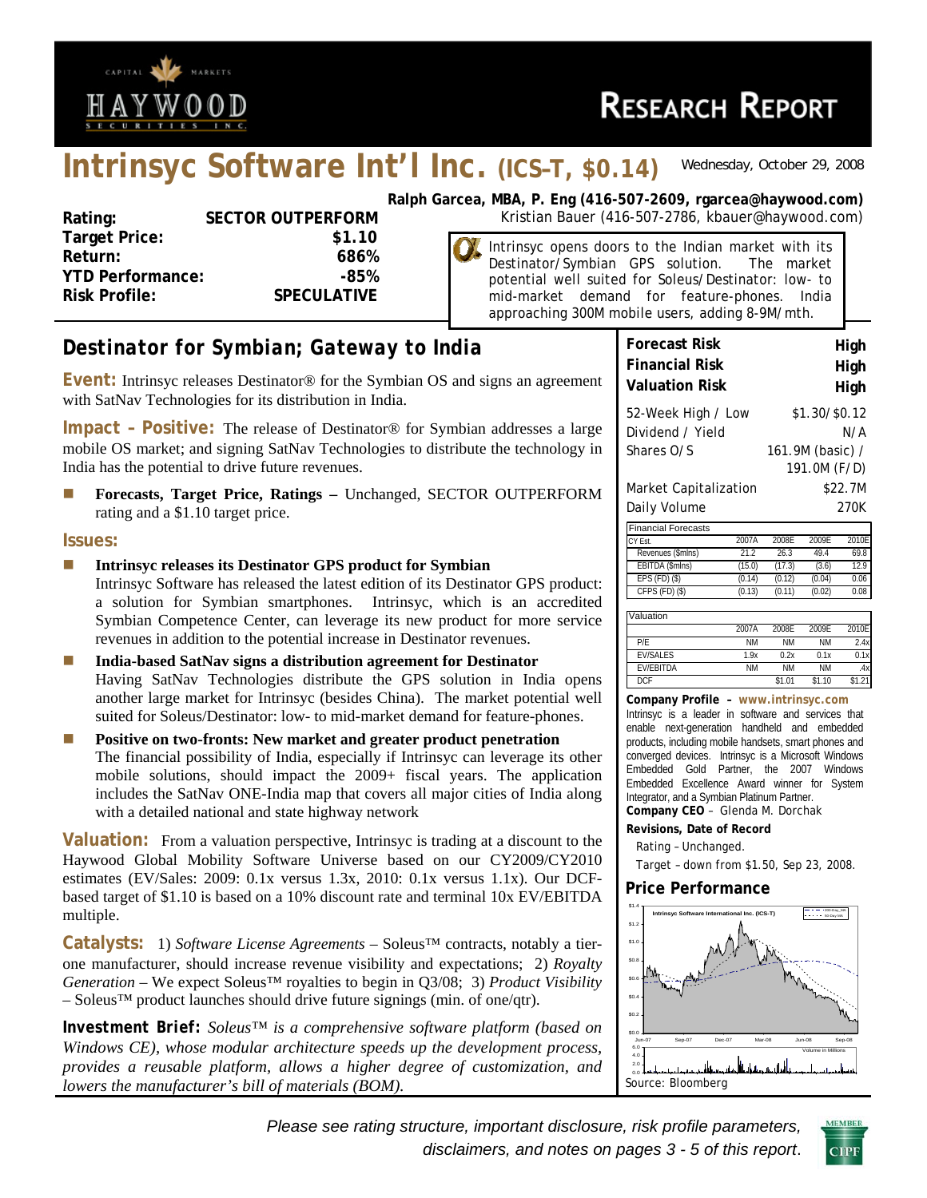# Intrinsyc Software Int'l Inc. (ICS–T, $0.14)

Wednesday, October 29, 2008

**Ralph Garcea, MBA, P. Eng (416-507-2609, rgarcea@haywood.com)**
Kristian Bauer (416-507-2786, kbauer@haywood.com)

| | |
|---|---|
| **Rating:** | **SECTOR OUTPERFORM** |
| **Target Price:** | **$1.10** |
| **Return:** | **686%** |
| **YTD Performance:** | **-85%** |
| **Risk Profile:** | **SPECULATIVE** |

Intrinsyc opens doors to the Indian market with its Destinator/Symbian GPS solution. The market potential well suited for Soleus/Destinator: low- to mid-market demand for feature-phones. India approaching 300M mobile users, adding 8-9M/mth.

## Destinator for Symbian; Gateway to India

**Event:** Intrinsyc releases Destinator® for the Symbian OS and signs an agreement with SatNav Technologies for its distribution in India.

**Impact – Positive:** The release of Destinator® for Symbian addresses a large mobile OS market; and signing SatNav Technologies to distribute the technology in India has the potential to drive future revenues.

- **Forecasts, Target Price, Ratings –** Unchanged, SECTOR OUTPERFORM rating and a $1.10 target price.

**Issues:**

- **Intrinsyc releases its Destinator GPS product for Symbian**
  Intrinsyc Software has released the latest edition of its Destinator GPS product: a solution for Symbian smartphones. Intrinsyc, which is an accredited Symbian Competence Center, can leverage its new product for more service revenues in addition to the potential increase in Destinator revenues.
- **India-based SatNav signs a distribution agreement for Destinator**
  Having SatNav Technologies distribute the GPS solution in India opens another large market for Intrinsyc (besides China). The market potential well suited for Soleus/Destinator: low- to mid-market demand for feature-phones.
- **Positive on two-fronts: New market and greater product penetration**
  The financial possibility of India, especially if Intrinsyc can leverage its other mobile solutions, should impact the 2009+ fiscal years. The application includes the SatNav ONE-India map that covers all major cities of India along with a detailed national and state highway network

**Valuation:** From a valuation perspective, Intrinsyc is trading at a discount to the Haywood Global Mobility Software Universe based on our CY2009/CY2010 estimates (EV/Sales: 2009: 0.1x versus 1.3x, 2010: 0.1x versus 1.1x). Our DCF-based target of $1.10 is based on a 10% discount rate and terminal 10x EV/EBITDA multiple.

**Catalysts:** 1) *Software License Agreements* – Soleus™ contracts, notably a tier-one manufacturer, should increase revenue visibility and expectations; 2) *Royalty Generation* – We expect Soleus™ royalties to begin in Q3/08; 3) *Product Visibility* – Soleus™ product launches should drive future signings (min. of one/qtr).

**Investment Brief:** *Soleus™ is a comprehensive software platform (based on Windows CE), whose modular architecture speeds up the development process, provides a reusable platform, allows a higher degree of customization, and lowers the manufacturer's bill of materials (BOM).*

| | |
|---|---|
| **Forecast Risk** | **High** |
| **Financial Risk** | **High** |
| **Valuation Risk** | **High** |

| | |
|---|---|
| 52-Week High / Low | $1.30/$0.12 |
| Dividend / Yield | N/A |
| Shares O/S | 161.9M (basic) / 191.0M (F/D) |
| Market Capitalization | $22.7M |
| Daily Volume | 270K |

| Financial Forecasts | | | | |
|---|---|---|---|---|
| CY Est. | 2007A | 2008E | 2009E | 2010E |
| Revenues ($mlns) | 21.2 | 26.3 | 49.4 | 69.8 |
| EBITDA ($mlns) | (15.0) | (17.3) | (3.6) | 12.9 |
| EPS (FD) ($) | (0.14) | (0.12) | (0.04) | 0.06 |
| CFPS (FD) ($) | (0.13) | (0.11) | (0.02) | 0.08 |

| Valuation | 2007A | 2008E | 2009E | 2010E |
|---|---|---|---|---|
| P/E | NM | NM | NM | 2.4x |
| EV/SALES | 1.9x | 0.2x | 0.1x | 0.1x |
| EV/EBITDA | NM | NM | NM | .4x |
| DCF | | $1.01 | $1.10 | $1.21 |

**Company Profile – www.intrinsyc.com**
Intrinsyc is a leader in software and services that enable next-generation handheld and embedded products, including mobile handsets, smart phones and converged devices. Intrinsyc is a Microsoft Windows Embedded Gold Partner, the 2007 Windows Embedded Excellence Award winner for System Integrator, and a Symbian Platinum Partner.
**Company CEO** – Glenda M. Dorchak

**Revisions, Date of Record**
Rating – Unchanged.
Target – down from $1.50, Sep 23, 2008.

### Price Performance

Source: Bloomberg

*Please see rating structure, important disclosure, risk profile parameters, disclaimers, and notes on pages 3 - 5 of this report.*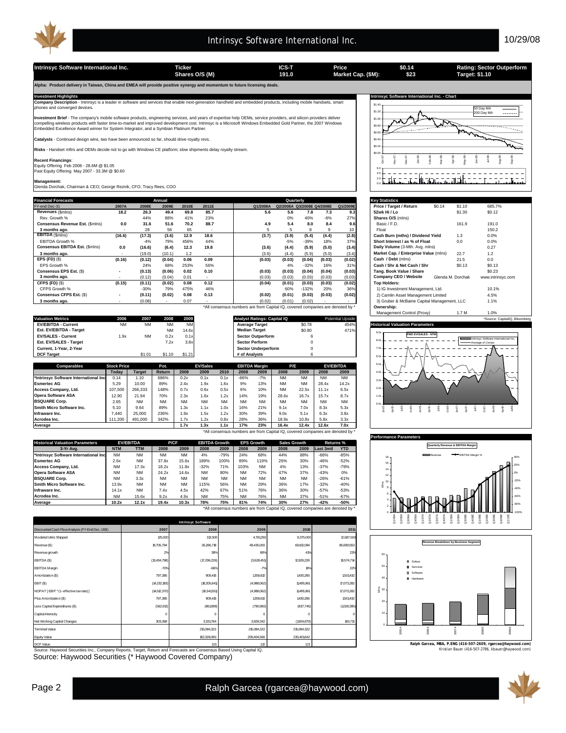# Intrinsyc Software International Inc.

| Intrinsyc Software International Inc. | Ticker | ICS-T | Price | $0.14 | Rating: Sector Outperform |
|---|---|---|---|---|---|
| | Shares O/S (M) | 191.0 | Market Cap. ($M): | $23 | Target: $1.10 |

**Alpha: Product delivery in Taiwan, China and EMEA will provide positive synergy and momentum to future licensing deals.**

## Investment Highlights

**Company Description** - Intrinsyc is a leader in software and services that enable next-generation handheld and embedded products, including mobile handsets, smart phones and converged devices.

**Investment Brief** - The company's mobile software products, engineering services, and years of expertise help OEMs, service providers, and silicon providers deliver compelling wireless products with faster time-to-market and improved development cost. Intrinsyc is a Microsoft Windows Embedded Gold Partner, the 2007 Windows Embedded Excellence Award winner for System Integrator, and a Symbian Platinum Partner.

**Catalysts** - Continued design wins, two have been announced so far, should drive royalty revs.

**Risks** - Handset mftrs and OEMs decide not to go with Windows CE platform; slow shipments delay royalty stream.

**Recent Financings**:
Equity Offering Feb 2008 - 28.6M @ $1.05
Past Equity Offering May 2007 - 33.3M @ $0.60

**Management:**
Glenda Dorchak, Chairman & CEO; George Reznik, CFO; Tracy Rees, COO

## Financial Forecasts

| FY-end Dec-31 | 2007A | 2008E | 2009E | 2010E | 2011E | Q1/2008A | Q2/2008A | Q3/2008E | Q4/2008E | Q1/2009E |
|---|---|---|---|---|---|---|---|---|---|---|
| **Revenues** ($mlns) | 18.2 | 26.3 | 49.4 | 69.8 | 85.7 | 5.6 | 5.6 | 7.8 | 7.3 | 9.3 |
| Rev. Growth % | | 44% | 88% | 41% | 23% | | 0% | 40% | -6% | 27% |
| **Consensus Revenue Est.** ($mlns) | 0.0 | 31.6 | 51.6 | 70.2 | 88.7 | 4.9 | 5.4 | 8.0 | 8.4 | 9.6 |
| 3 months ago. | - | 28 | 56 | 65 | - | 5 | 5 | 8 | 9 | 10 |
| **EBITDA** ($mlns) | (16.6) | (17.3) | (3.6) | 12.9 | 18.6 | (3.7) | (3.9) | (5.4) | (4.4) | (2.8) |
| EBITDA Growth % | | -4% | 79% | 456% | 44% | | -5% | -39% | 18% | 37% |
| **Consensus EBITDA Est.** ($mlns) | 0.0 | (16.6) | (6.4) | 12.3 | 19.8 | (3.6) | (4.4) | (5.9) | (5.0) | (3.4) |
| 3 months ago. | - | (19.0) | (10.1) | 1.2 | - | (3.6) | (4.4) | (5.9) | (5.0) | (3.4) |
| **EPS (FD)** ($) | (0.16) | (0.12) | (0.04) | 0.06 | 0.09 | (0.03) | (0.03) | (0.04) | (0.03) | (0.02) |
| EPS Growth % | | 24% | 68% | 253% | 56% | | 4% | -32% | 16% | 31% |
| **Consensus EPS Est.** ($) | - | (0.13) | (0.06) | 0.02 | 0.10 | (0.03) | (0.03) | (0.04) | (0.04) | (0.03) |
| 3 months ago. | - | (0.12) | (0.04) | 0.01 | - | (0.03) | (0.03) | (0.03) | (0.03) | (0.03) |
| **CFPS (FD)** ($) | (0.15) | (0.11) | (0.02) | 0.08 | 0.12 | (0.04) | (0.01) | (0.03) | (0.03) | (0.02) |
| CFPS Growth % | | -30% | 79% | 475% | 46% | | 60% | -132% | 20% | 36% |
| **Consensus CFPS Est.** ($) | - | (0.11) | (0.02) | 0.08 | 0.13 | (0.02) | (0.01) | (0.03) | (0.03) | (0.02) |
| 3 months ago. | - | (0.08) | - | 0.07 | - | (0.02) | (0.01) | (0.02) | - | - |

*All consensus numbers are from Capital IQ, covered companies are denoted by *

## Key Statistics

| | | | |
|---|---|---|---|
| **Price / Target / Return** | $0.14 | $1.10 | 685.7% |
| **52wk Hi / Lo** | | $1.30 | $0.12 |
| **Shares O/S** (mlns) | | | |
| Basic / F.D. | | 161.9 | 191.0 |
| Float | | | 150.2 |
| **Cash Burn (mths) / Dividend Yield** | | 1.3 | 0.0% |
| **Short Interest / as % of Float** | | 0.0 | 0.0% |
| **Daily Volume** (3-Mth. Avg. mlns) | | | 0.27 |
| **Market Cap. / Enterprise Value** (mlns) | | 22.7 | 1.2 |
| **Cash / Debt** (mlns) | | 21.5 | 0.0 |
| **Cash / Shr & Net Cash / Shr** | | $0.13 | $0.13 |
| **Tang. Book Value / Share** | | | $0.23 |
| **Company CEO / Website** | Glenda M. Dorchak | | www.intrinsyc.com |
| **Top Holders:** | | | |
| 1) IG Investment Management, Ltd. | | | 10.1% |
| 2) Camlin Asset Management Limited | | | 4.5% |
| 3) Gruber & McBaine Capital Management, LLC | | | 1.1% |
| **Ownership:** | | | |
| Management Control (Proxy) | | 1.7 M | 1.0% |

*Source: CapitalIQ, Bloomberg

## Valuation Metrics

| Valuation Metrics | 2006 | 2007 | 2008 | 2009 |
|---|---|---|---|---|
| **EV/EBITDA - Current** | NM | NM | NM | NM |
| **Est. EV/EBITDA - Target** | | | NM | 14.6x |
| **EV/SALES - Current** | 1.9x | NM | 0.2x | 0.1x |
| **Est. EV/SALES - Target** | | | 7.2x | 3.8x |
| **Current, 1-Year, 2-Year** | | | | |
| **DCF Target** | | $1.01 | $1.10 | $1.21 |

| Analyst Ratings: Capital IQ | | Potential Upside |
|---|---|---|
| **Average Target** | $0.78 | 454% |
| **Median Target** | $0.80 | 471% |
| **Sector Outperform** | 6 | |
| **Sector Perform** | 0 | |
| **Sector Underperform** | 0 | |
| **# of Analysts** | 6 | |

## Comparables

| Comparables | Stock Price Today | Target | Pot. Return | EV/Sales 2008 | EV/Sales 2009 | EV/Sales 2010 | EBITDA Margin 2008 | EBITDA Margin 2009 | P/E 2008 | P/E 2009 | EV/EBITDA 2008 | EV/EBITDA 2009 |
|---|---|---|---|---|---|---|---|---|---|---|---|---|
| *Intrinsyc Software International Inc | 0.14 | 1.10 | 686% | 0.2x | 0.1x | 0.1x | -66% | -7% | NM | NM | NM | NM |
| Esmertec AG | 5.29 | 10.00 | 89% | 2.4x | 1.9x | 1.6x | 9% | 13% | NM | NM | 28.4x | 14.2x |
| Access Company, Ltd. | 107,500 | 266,333 | 148% | 0.7x | 0.6x | 0.5x | 6% | 10% | NM | 22.5x | 11.1x | 6.5x |
| Opera Software ASA | 12.90 | 21.94 | 70% | 2.3x | 1.6x | 1.2x | 14% | 19% | 28.6x | 16.7x | 15.7x | 8.7x |
| BSQUARE Corp. | 2.65 | NM | NM | NM | NM | NM | NM | NM | NM | NM | NM | NM |
| Smith Micro Software Inc. | 5.10 | 9.64 | 89% | 1.3x | 1.1x | 1.0x | 16% | 21% | 9.1x | 7.0x | 8.3x | 5.3x |
| Infraware Inc. | 7,440 | 25,000 | 236% | 1.9x | 1.5x | 1.2x | 30% | 39% | 9.0x | 5.1x | 6.3x | 3.8x |
| Acrodea Inc. | 111,200 | 491,000 | 342% | 1.7x | 1.2x | 0.8x | 28% | 36% | 18.9x | 10.8x | 5.8x | 3.3x |
| **Average** | | | | **1.7x** | **1.3x** | **1.1x** | **17%** | **23%** | **16.4x** | **12.4x** | **12.6x** | **7.0x** |

*All consensus numbers are from Capital IQ, covered companies are denoted by *

## Historical Valuation Parameters

| 3-Yr Avg. | EV/EBITDA NTM | EV/EBITDA TTM | P/CF 2008 | P/CF 2009 | EBITDA Growth 2008 | EBITDA Growth 2009 | EPS Growth 2008 | EPS Growth 2009 | Sales Growth 2008 | Sales Growth 2009 | Returns % Last 3mtl | Returns % YTD |
|---|---|---|---|---|---|---|---|---|---|---|---|---|
| *Intrinsyc Software International Inc | NM | NM | NM | NM | 4% | -79% | 24% | 68% | 44% | 88% | -66% | -85% |
| Esmertec AG | 2.6x | NM | 37.8x | 15.6x | 189% | 100% | 89% | 119% | 26% | 30% | -46% | -52% |
| Access Company, Ltd. | NM | 17.3x | 18.2x | 11.8x | -32% | 71% | 103% | NM | 4% | 13% | -37% | -79% |
| Opera Software ASA | NM | NM | 24.2x | 14.6x | NM | 80% | NM | 72% | 47% | 37% | -43% | 0% |
| BSQUARE Corp. | NM | 3.3x | NM | NM | NM | NM | NM | NM | NM | NM | -26% | -61% |
| Smith Micro Software Inc. | 13.9x | NM | NM | NM | 115% | 56% | NM | 29% | 36% | 17% | -32% | -40% |
| Infraware Inc. | 14.1x | NM | 7.4x | 4.5x | 42% | 67% | 51% | 76% | 36% | 30% | -57% | -53% |
| Acrodea Inc. | NM | 15.6x | 9.2x | 4.9x | NM | 75% | NM | 76% | NM | 37% | -51% | -67% |
| **Average** | **10.2x** | **12.1x** | **19.4x** | **10.3x** | **78%** | **75%** | **81%** | **74%** | **30%** | **27%** | **-42%** | **-50%** |

*All consensus numbers are from Capital IQ, covered companies are denoted by *

## Intrinsyc Software

| Discounted Cash Flow Analysis (FY-End Dec, US$) | 2007 | 2008 | 2009 | 2010 | 2011 |
|---|---|---|---|---|---|
| Modeled Units Shipped | 125,000 | 312,500 | 4,781,250 | 9,375,000 | 12,687,500 |
| Revenue ($) | 18,705,794 | 26,286,718 | 49,435,000 | 69,812,084 | 85,699,553 |
| Revenue growth | 2% | 38% | 88% | 41% | 23% |
| EBITDA ($) | (13,434,798) | (17,296,226) | (3,628,451) | 12,926,226 | 18,574,714 |
| EBITDA Margin | -70% | -66% | -7% | 19% | 22% |
| Amortization ($) | 797,385 | 909,415 | 1,359,610 | 1,430,265 | 1,501,432 |
| EBIT ($) | (14,232,183) | (18,205,641) | (4,988,062) | 11,495,961 | 17,073,282 |
| NOPAT [ EBIT * (1- effective tax rate) ] | (14,512,370) | (18,341,551) | (4,988,062) | 11,495,961 | 17,073,282 |
| Plus Amortization ($) | 797,385 | 909,415 | 1,359,610 | 1,430,265 | 1,501,432 |
| Less Capital Expenditures ($) | (562,912) | (861,999) | (790,960) | (837,745) | (1,028,395) |
| Capital Intensity | 0 | 0 | 0 | 0 | 0 |
| Net Working Capital Changes | 303,368 | 3,331,784 | 3,609,342 | (1,904,870) | 160,715 |
| Terminal Value | | 215,084,322 | 215,084,322 | 215,084,322 | |
| Equity Value | | 182,328,060 | 209,404,566 | 230,401,642 | |
| DCF Value | | 101 | 110 | 121 | |

Source: Haywood Securities Inc., Company Reports, Target, Return and Forecasts are Consensus Based Using Capital IQ.

Source: Haywood Securities (* Haywood Covered Company)

Ralph Garcea, MBA, P.ENG (416-507-2609, rgarcea@haywood.com)
Kristian Bauer (416-507-2786, kbauer@haywood.com)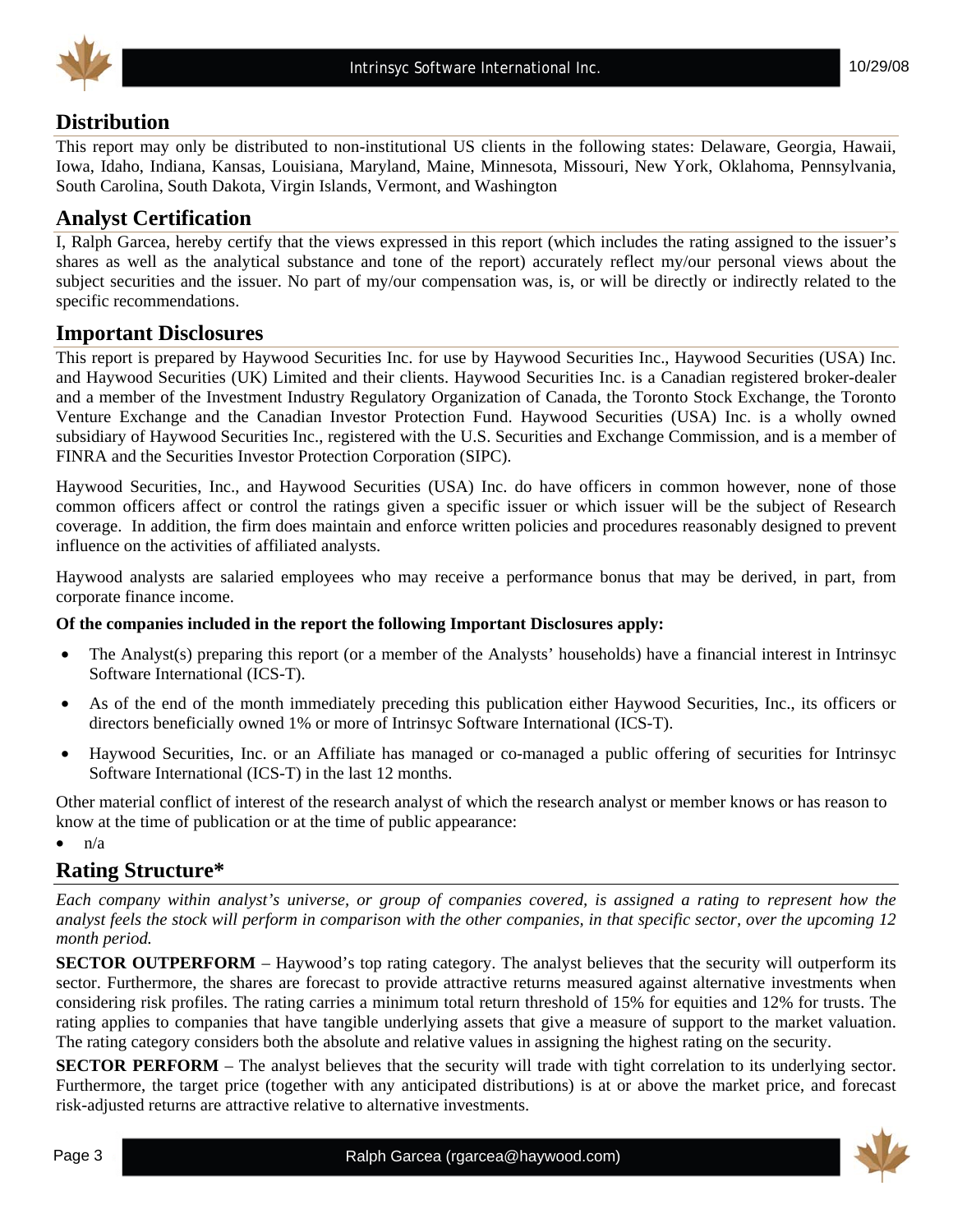## Distribution

This report may only be distributed to non-institutional US clients in the following states: Delaware, Georgia, Hawaii, Iowa, Idaho, Indiana, Kansas, Louisiana, Maryland, Maine, Minnesota, Missouri, New York, Oklahoma, Pennsylvania, South Carolina, South Dakota, Virgin Islands, Vermont, and Washington

## Analyst Certification

I, Ralph Garcea, hereby certify that the views expressed in this report (which includes the rating assigned to the issuer's shares as well as the analytical substance and tone of the report) accurately reflect my/our personal views about the subject securities and the issuer. No part of my/our compensation was, is, or will be directly or indirectly related to the specific recommendations.

## Important Disclosures

This report is prepared by Haywood Securities Inc. for use by Haywood Securities Inc., Haywood Securities (USA) Inc. and Haywood Securities (UK) Limited and their clients. Haywood Securities Inc. is a Canadian registered broker-dealer and a member of the Investment Industry Regulatory Organization of Canada, the Toronto Stock Exchange, the Toronto Venture Exchange and the Canadian Investor Protection Fund. Haywood Securities (USA) Inc. is a wholly owned subsidiary of Haywood Securities Inc., registered with the U.S. Securities and Exchange Commission, and is a member of FINRA and the Securities Investor Protection Corporation (SIPC).

Haywood Securities, Inc., and Haywood Securities (USA) Inc. do have officers in common however, none of those common officers affect or control the ratings given a specific issuer or which issuer will be the subject of Research coverage. In addition, the firm does maintain and enforce written policies and procedures reasonably designed to prevent influence on the activities of affiliated analysts.

Haywood analysts are salaried employees who may receive a performance bonus that may be derived, in part, from corporate finance income.

**Of the companies included in the report the following Important Disclosures apply:**

- The Analyst(s) preparing this report (or a member of the Analysts' households) have a financial interest in Intrinsyc Software International (ICS-T).
- As of the end of the month immediately preceding this publication either Haywood Securities, Inc., its officers or directors beneficially owned 1% or more of Intrinsyc Software International (ICS-T).
- Haywood Securities, Inc. or an Affiliate has managed or co-managed a public offering of securities for Intrinsyc Software International (ICS-T) in the last 12 months.

Other material conflict of interest of the research analyst of which the research analyst or member knows or has reason to know at the time of publication or at the time of public appearance:

- n/a

## Rating Structure*

*Each company within analyst's universe, or group of companies covered, is assigned a rating to represent how the analyst feels the stock will perform in comparison with the other companies, in that specific sector, over the upcoming 12 month period.*

**SECTOR OUTPERFORM** – Haywood's top rating category. The analyst believes that the security will outperform its sector. Furthermore, the shares are forecast to provide attractive returns measured against alternative investments when considering risk profiles. The rating carries a minimum total return threshold of 15% for equities and 12% for trusts. The rating applies to companies that have tangible underlying assets that give a measure of support to the market valuation. The rating category considers both the absolute and relative values in assigning the highest rating on the security.

**SECTOR PERFORM** – The analyst believes that the security will trade with tight correlation to its underlying sector. Furthermore, the target price (together with any anticipated distributions) is at or above the market price, and forecast risk-adjusted returns are attractive relative to alternative investments.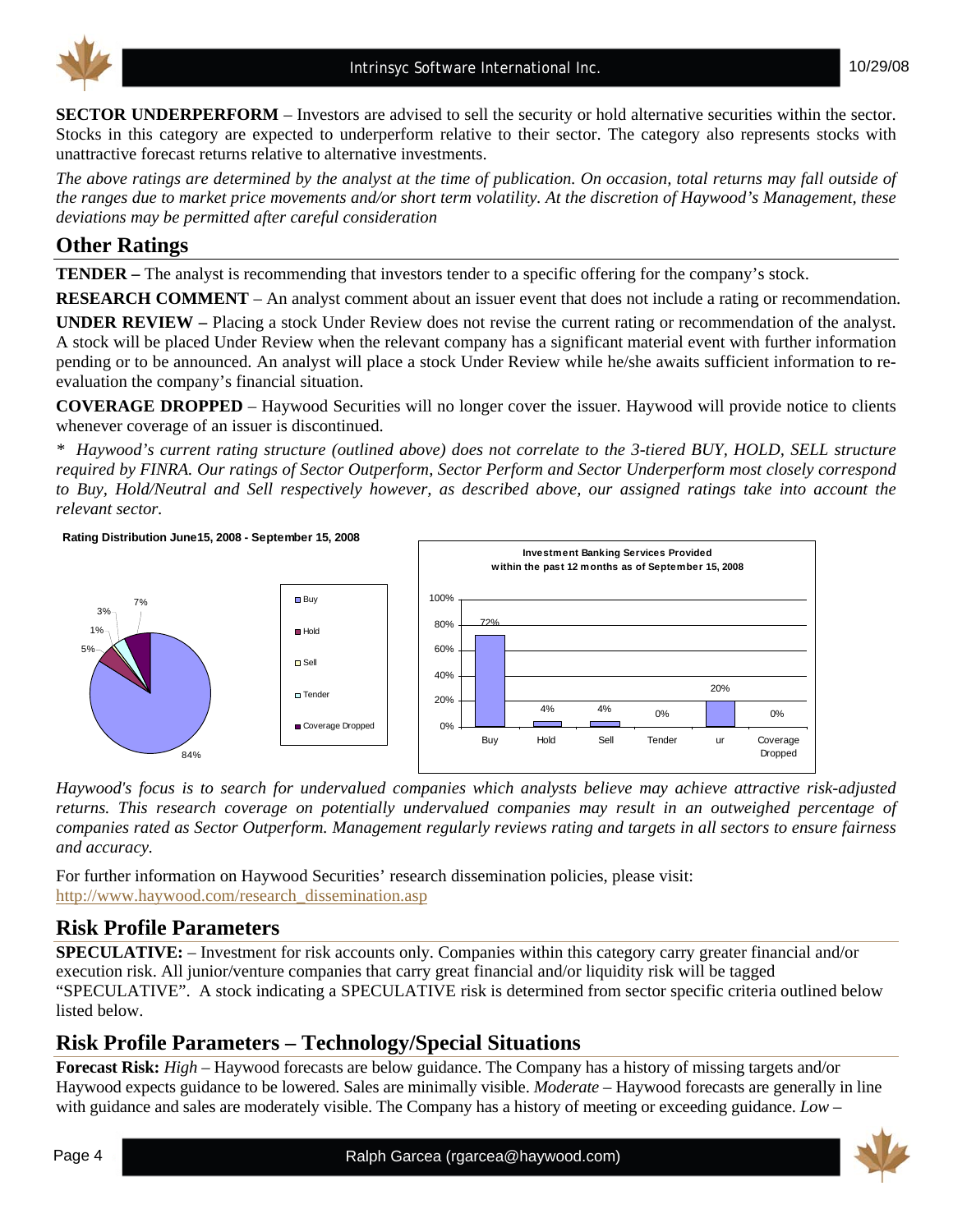**SECTOR UNDERPERFORM** – Investors are advised to sell the security or hold alternative securities within the sector. Stocks in this category are expected to underperform relative to their sector. The category also represents stocks with unattractive forecast returns relative to alternative investments.

*The above ratings are determined by the analyst at the time of publication. On occasion, total returns may fall outside of the ranges due to market price movements and/or short term volatility. At the discretion of Haywood's Management, these deviations may be permitted after careful consideration*

## Other Ratings

**TENDER –** The analyst is recommending that investors tender to a specific offering for the company's stock.

**RESEARCH COMMENT** – An analyst comment about an issuer event that does not include a rating or recommendation.

**UNDER REVIEW –** Placing a stock Under Review does not revise the current rating or recommendation of the analyst. A stock will be placed Under Review when the relevant company has a significant material event with further information pending or to be announced. An analyst will place a stock Under Review while he/she awaits sufficient information to re-evaluation the company's financial situation.

**COVERAGE DROPPED** – Haywood Securities will no longer cover the issuer. Haywood will provide notice to clients whenever coverage of an issuer is discontinued.

*\* Haywood's current rating structure (outlined above) does not correlate to the 3-tiered BUY, HOLD, SELL structure required by FINRA. Our ratings of Sector Outperform, Sector Perform and Sector Underperform most closely correspond to Buy, Hold/Neutral and Sell respectively however, as described above, our assigned ratings take into account the relevant sector.*

**Rating Distribution June15, 2008 - September 15, 2008**

| Rating | Distribution |
|---|---|
| Buy | 84% |
| Hold | 5% |
| Sell | 1% |
| Tender | 3% |
| Coverage Dropped | 7% |

**Investment Banking Services Provided within the past 12 months as of September 15, 2008**

| Buy | Hold | Sell | Tender | ur | Coverage Dropped |
|---|---|---|---|---|---|
| 72% | 4% | 4% | 0% | 20% | 0% |

*Haywood's focus is to search for undervalued companies which analysts believe may achieve attractive risk-adjusted returns. This research coverage on potentially undervalued companies may result in an outweighed percentage of companies rated as Sector Outperform. Management regularly reviews rating and targets in all sectors to ensure fairness and accuracy.*

For further information on Haywood Securities' research dissemination policies, please visit: http://www.haywood.com/research_dissemination.asp

## Risk Profile Parameters

**SPECULATIVE:** – Investment for risk accounts only. Companies within this category carry greater financial and/or execution risk. All junior/venture companies that carry great financial and/or liquidity risk will be tagged "SPECULATIVE". A stock indicating a SPECULATIVE risk is determined from sector specific criteria outlined below listed below.

## Risk Profile Parameters – Technology/Special Situations

**Forecast Risk:** *High* – Haywood forecasts are below guidance. The Company has a history of missing targets and/or Haywood expects guidance to be lowered. Sales are minimally visible. *Moderate* – Haywood forecasts are generally in line with guidance and sales are moderately visible. The Company has a history of meeting or exceeding guidance. *Low* –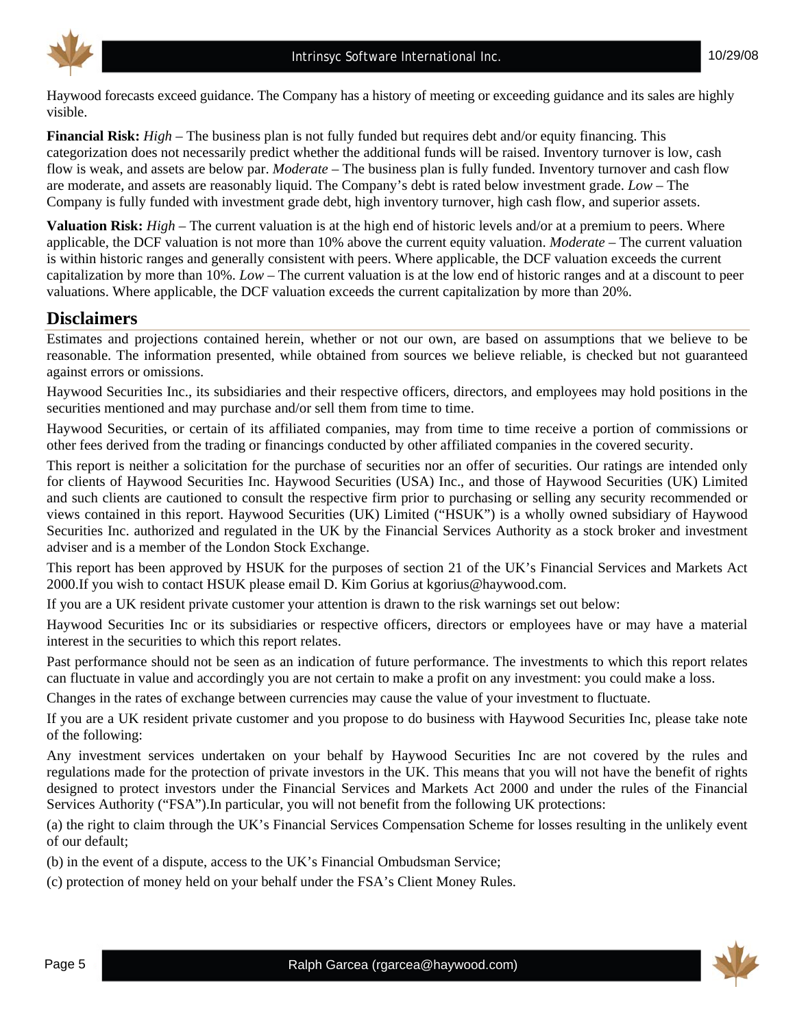Haywood forecasts exceed guidance. The Company has a history of meeting or exceeding guidance and its sales are highly visible.

**Financial Risk:** *High* – The business plan is not fully funded but requires debt and/or equity financing. This categorization does not necessarily predict whether the additional funds will be raised. Inventory turnover is low, cash flow is weak, and assets are below par. *Moderate* – The business plan is fully funded. Inventory turnover and cash flow are moderate, and assets are reasonably liquid. The Company's debt is rated below investment grade. *Low* – The Company is fully funded with investment grade debt, high inventory turnover, high cash flow, and superior assets.

**Valuation Risk:** *High* – The current valuation is at the high end of historic levels and/or at a premium to peers. Where applicable, the DCF valuation is not more than 10% above the current equity valuation. *Moderate* – The current valuation is within historic ranges and generally consistent with peers. Where applicable, the DCF valuation exceeds the current capitalization by more than 10%. *Low* – The current valuation is at the low end of historic ranges and at a discount to peer valuations. Where applicable, the DCF valuation exceeds the current capitalization by more than 20%.

## Disclaimers

Estimates and projections contained herein, whether or not our own, are based on assumptions that we believe to be reasonable. The information presented, while obtained from sources we believe reliable, is checked but not guaranteed against errors or omissions.

Haywood Securities Inc., its subsidiaries and their respective officers, directors, and employees may hold positions in the securities mentioned and may purchase and/or sell them from time to time.

Haywood Securities, or certain of its affiliated companies, may from time to time receive a portion of commissions or other fees derived from the trading or financings conducted by other affiliated companies in the covered security.

This report is neither a solicitation for the purchase of securities nor an offer of securities. Our ratings are intended only for clients of Haywood Securities Inc. Haywood Securities (USA) Inc., and those of Haywood Securities (UK) Limited and such clients are cautioned to consult the respective firm prior to purchasing or selling any security recommended or views contained in this report. Haywood Securities (UK) Limited ("HSUK") is a wholly owned subsidiary of Haywood Securities Inc. authorized and regulated in the UK by the Financial Services Authority as a stock broker and investment adviser and is a member of the London Stock Exchange.

This report has been approved by HSUK for the purposes of section 21 of the UK's Financial Services and Markets Act 2000.If you wish to contact HSUK please email D. Kim Gorius at kgorius@haywood.com.

If you are a UK resident private customer your attention is drawn to the risk warnings set out below:

Haywood Securities Inc or its subsidiaries or respective officers, directors or employees have or may have a material interest in the securities to which this report relates.

Past performance should not be seen as an indication of future performance. The investments to which this report relates can fluctuate in value and accordingly you are not certain to make a profit on any investment: you could make a loss.

Changes in the rates of exchange between currencies may cause the value of your investment to fluctuate.

If you are a UK resident private customer and you propose to do business with Haywood Securities Inc, please take note of the following:

Any investment services undertaken on your behalf by Haywood Securities Inc are not covered by the rules and regulations made for the protection of private investors in the UK. This means that you will not have the benefit of rights designed to protect investors under the Financial Services and Markets Act 2000 and under the rules of the Financial Services Authority ("FSA").In particular, you will not benefit from the following UK protections:

(a) the right to claim through the UK's Financial Services Compensation Scheme for losses resulting in the unlikely event of our default;

(b) in the event of a dispute, access to the UK's Financial Ombudsman Service;

(c) protection of money held on your behalf under the FSA's Client Money Rules.